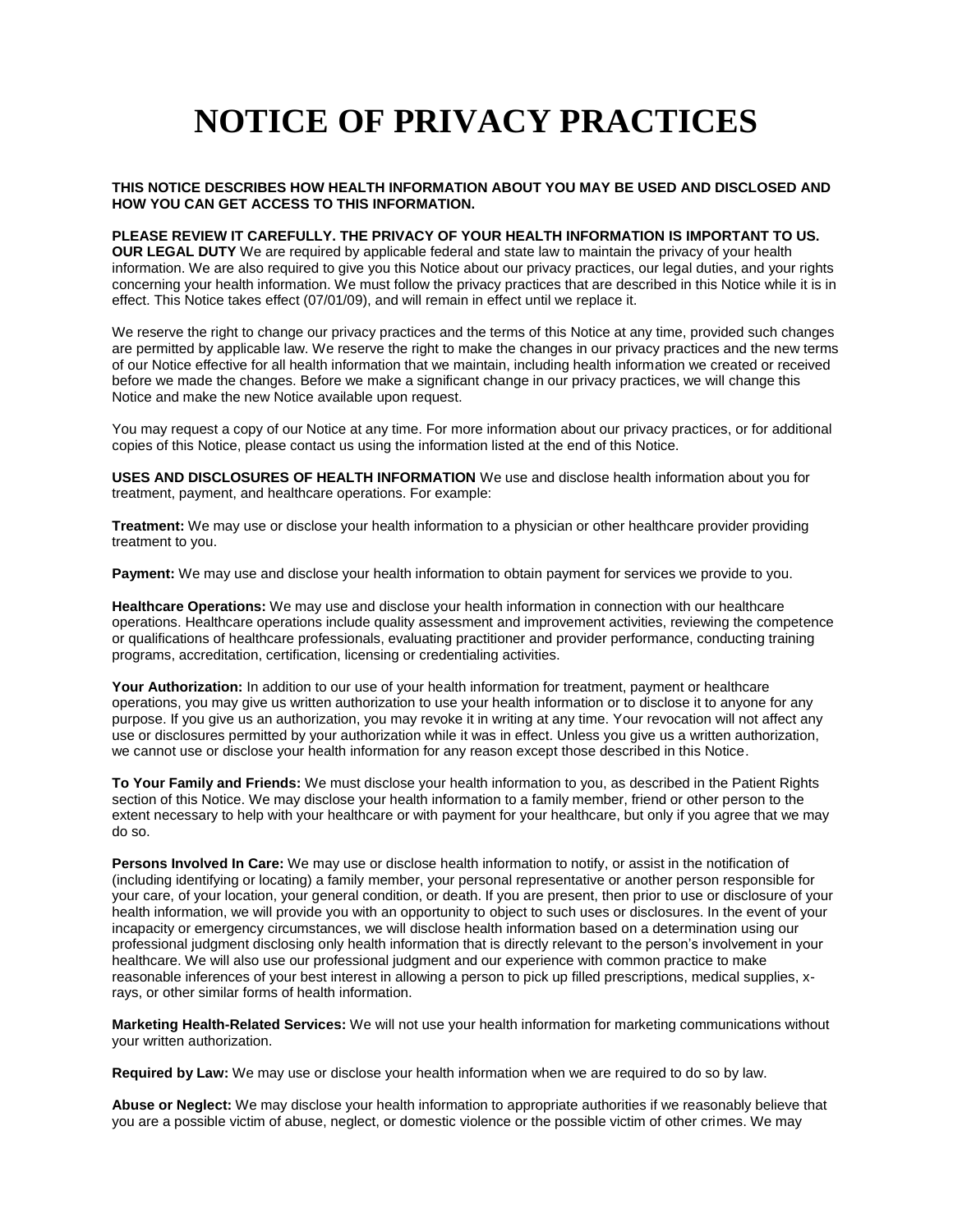# NOTICE OF PRIVACY PRACTICES

**THIS NOTICE DESCRIBES HOW HEALTH INFORMATION ABOUT YOU MAY BE USED AND DISCLOSED AND HOW YOU CAN GET ACCESS TO THIS INFORMATION.**

**PLEASE REVIEW IT CAREFULLY. THE PRIVACY OF YOUR HEALTH INFORMATION IS IMPORTANT TO US.**
**OUR LEGAL DUTY** We are required by applicable federal and state law to maintain the privacy of your health information. We are also required to give you this Notice about our privacy practices, our legal duties, and your rights concerning your health information. We must follow the privacy practices that are described in this Notice while it is in effect. This Notice takes effect (07/01/09), and will remain in effect until we replace it.

We reserve the right to change our privacy practices and the terms of this Notice at any time, provided such changes are permitted by applicable law. We reserve the right to make the changes in our privacy practices and the new terms of our Notice effective for all health information that we maintain, including health information we created or received before we made the changes. Before we make a significant change in our privacy practices, we will change this Notice and make the new Notice available upon request.

You may request a copy of our Notice at any time. For more information about our privacy practices, or for additional copies of this Notice, please contact us using the information listed at the end of this Notice.

**USES AND DISCLOSURES OF HEALTH INFORMATION** We use and disclose health information about you for treatment, payment, and healthcare operations. For example:

**Treatment:** We may use or disclose your health information to a physician or other healthcare provider providing treatment to you.

**Payment:** We may use and disclose your health information to obtain payment for services we provide to you.

**Healthcare Operations:** We may use and disclose your health information in connection with our healthcare operations. Healthcare operations include quality assessment and improvement activities, reviewing the competence or qualifications of healthcare professionals, evaluating practitioner and provider performance, conducting training programs, accreditation, certification, licensing or credentialing activities.

**Your Authorization:** In addition to our use of your health information for treatment, payment or healthcare operations, you may give us written authorization to use your health information or to disclose it to anyone for any purpose. If you give us an authorization, you may revoke it in writing at any time. Your revocation will not affect any use or disclosures permitted by your authorization while it was in effect. Unless you give us a written authorization, we cannot use or disclose your health information for any reason except those described in this Notice.

**To Your Family and Friends:** We must disclose your health information to you, as described in the Patient Rights section of this Notice. We may disclose your health information to a family member, friend or other person to the extent necessary to help with your healthcare or with payment for your healthcare, but only if you agree that we may do so.

**Persons Involved In Care:** We may use or disclose health information to notify, or assist in the notification of (including identifying or locating) a family member, your personal representative or another person responsible for your care, of your location, your general condition, or death. If you are present, then prior to use or disclosure of your health information, we will provide you with an opportunity to object to such uses or disclosures. In the event of your incapacity or emergency circumstances, we will disclose health information based on a determination using our professional judgment disclosing only health information that is directly relevant to the person's involvement in your healthcare. We will also use our professional judgment and our experience with common practice to make reasonable inferences of your best interest in allowing a person to pick up filled prescriptions, medical supplies, x-rays, or other similar forms of health information.

**Marketing Health-Related Services:** We will not use your health information for marketing communications without your written authorization.

**Required by Law:** We may use or disclose your health information when we are required to do so by law.

**Abuse or Neglect:** We may disclose your health information to appropriate authorities if we reasonably believe that you are a possible victim of abuse, neglect, or domestic violence or the possible victim of other crimes. We may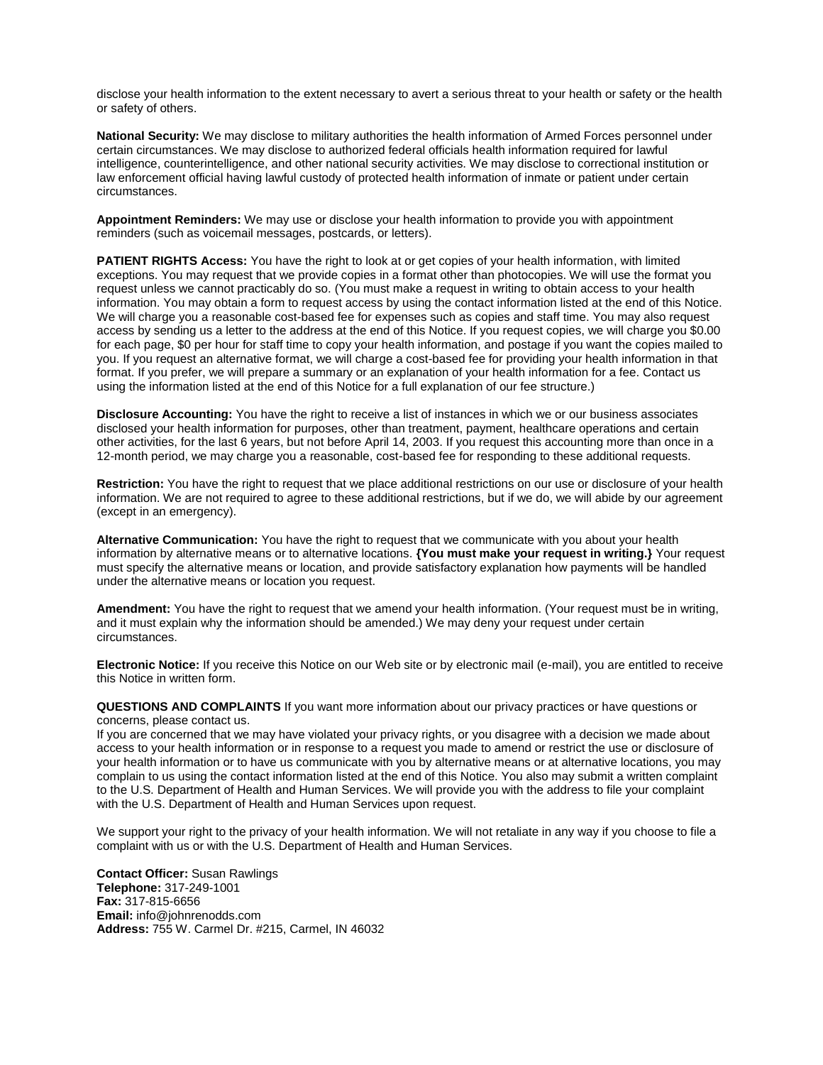disclose your health information to the extent necessary to avert a serious threat to your health or safety or the health or safety of others.

**National Security:** We may disclose to military authorities the health information of Armed Forces personnel under certain circumstances. We may disclose to authorized federal officials health information required for lawful intelligence, counterintelligence, and other national security activities. We may disclose to correctional institution or law enforcement official having lawful custody of protected health information of inmate or patient under certain circumstances.

**Appointment Reminders:** We may use or disclose your health information to provide you with appointment reminders (such as voicemail messages, postcards, or letters).

**PATIENT RIGHTS Access:** You have the right to look at or get copies of your health information, with limited exceptions. You may request that we provide copies in a format other than photocopies. We will use the format you request unless we cannot practicably do so. (You must make a request in writing to obtain access to your health information. You may obtain a form to request access by using the contact information listed at the end of this Notice. We will charge you a reasonable cost-based fee for expenses such as copies and staff time. You may also request access by sending us a letter to the address at the end of this Notice. If you request copies, we will charge you $0.00 for each page, $0 per hour for staff time to copy your health information, and postage if you want the copies mailed to you. If you request an alternative format, we will charge a cost-based fee for providing your health information in that format. If you prefer, we will prepare a summary or an explanation of your health information for a fee. Contact us using the information listed at the end of this Notice for a full explanation of our fee structure.)

**Disclosure Accounting:** You have the right to receive a list of instances in which we or our business associates disclosed your health information for purposes, other than treatment, payment, healthcare operations and certain other activities, for the last 6 years, but not before April 14, 2003. If you request this accounting more than once in a 12-month period, we may charge you a reasonable, cost-based fee for responding to these additional requests.

**Restriction:** You have the right to request that we place additional restrictions on our use or disclosure of your health information. We are not required to agree to these additional restrictions, but if we do, we will abide by our agreement (except in an emergency).

**Alternative Communication:** You have the right to request that we communicate with you about your health information by alternative means or to alternative locations. **{You must make your request in writing.}** Your request must specify the alternative means or location, and provide satisfactory explanation how payments will be handled under the alternative means or location you request.

**Amendment:** You have the right to request that we amend your health information. (Your request must be in writing, and it must explain why the information should be amended.) We may deny your request under certain circumstances.

**Electronic Notice:** If you receive this Notice on our Web site or by electronic mail (e-mail), you are entitled to receive this Notice in written form.

**QUESTIONS AND COMPLAINTS** If you want more information about our privacy practices or have questions or concerns, please contact us.
If you are concerned that we may have violated your privacy rights, or you disagree with a decision we made about access to your health information or in response to a request you made to amend or restrict the use or disclosure of your health information or to have us communicate with you by alternative means or at alternative locations, you may complain to us using the contact information listed at the end of this Notice. You also may submit a written complaint to the U.S. Department of Health and Human Services. We will provide you with the address to file your complaint with the U.S. Department of Health and Human Services upon request.

We support your right to the privacy of your health information. We will not retaliate in any way if you choose to file a complaint with us or with the U.S. Department of Health and Human Services.

**Contact Officer:** Susan Rawlings
**Telephone:** 317-249-1001
**Fax:** 317-815-6656
**Email:** info@johnrenodds.com
**Address:** 755 W. Carmel Dr. #215, Carmel, IN 46032